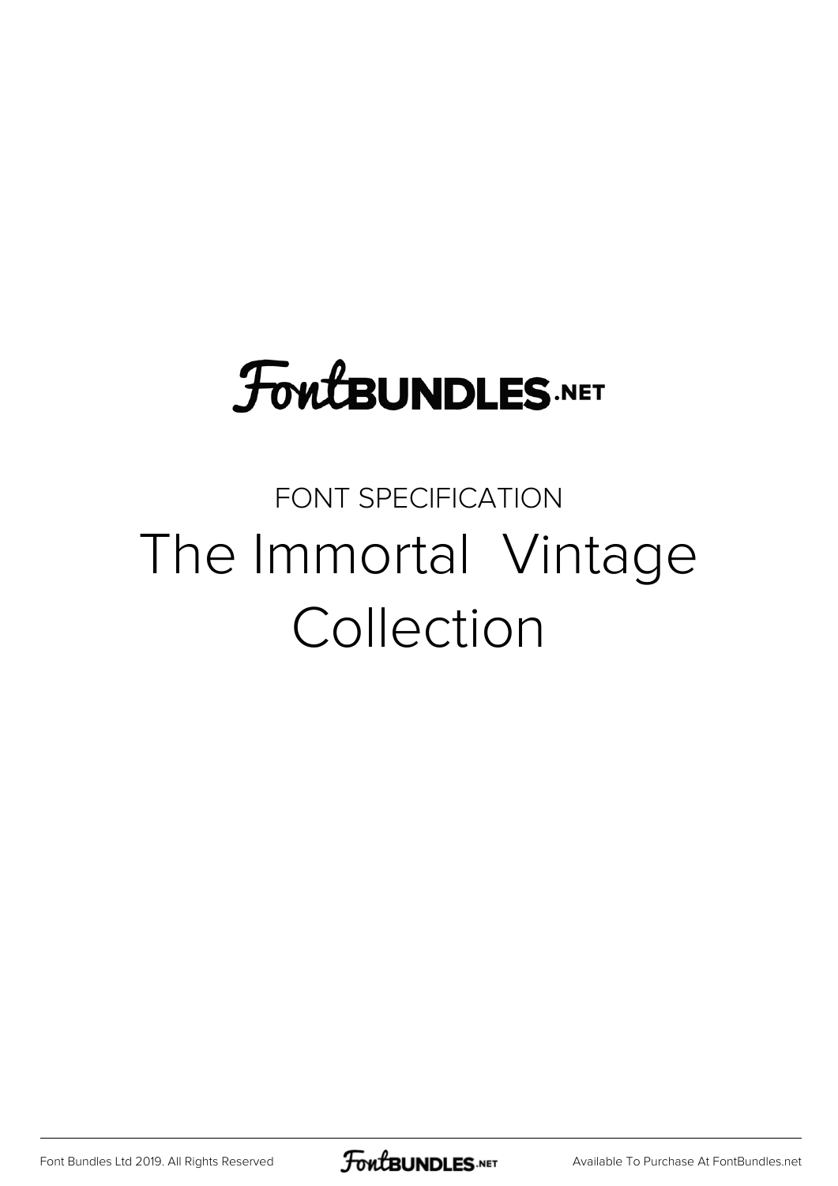FontBUNDLES.NET

FONT SPECIFICATION

# The Immortal  Vintage Collection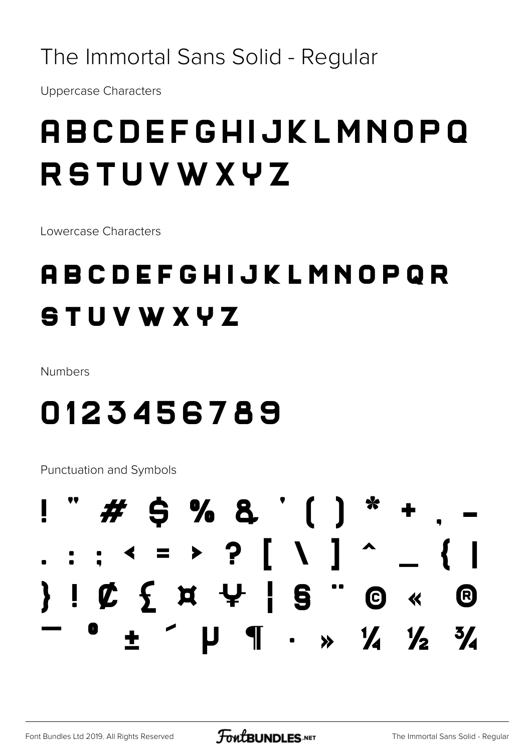# The Immortal Sans Solid - Regular

Uppercase Characters

ABCDEFGHIJKLMNOPQ
RSTUVWXYZ

Lowercase Characters

abcdefghijklmnopqr
stuvwxyz

Numbers

0123456789

Punctuation and Symbols

! " # $ % & ' ( ) * + , -
. : ; < = > ? [ \ ] ^ _ { |
} ¡ ¢ £ ¤ ¥ ¦ § ¨ © « ®
¯ ° ± ´ µ ¶ · » ¼ ½ ¾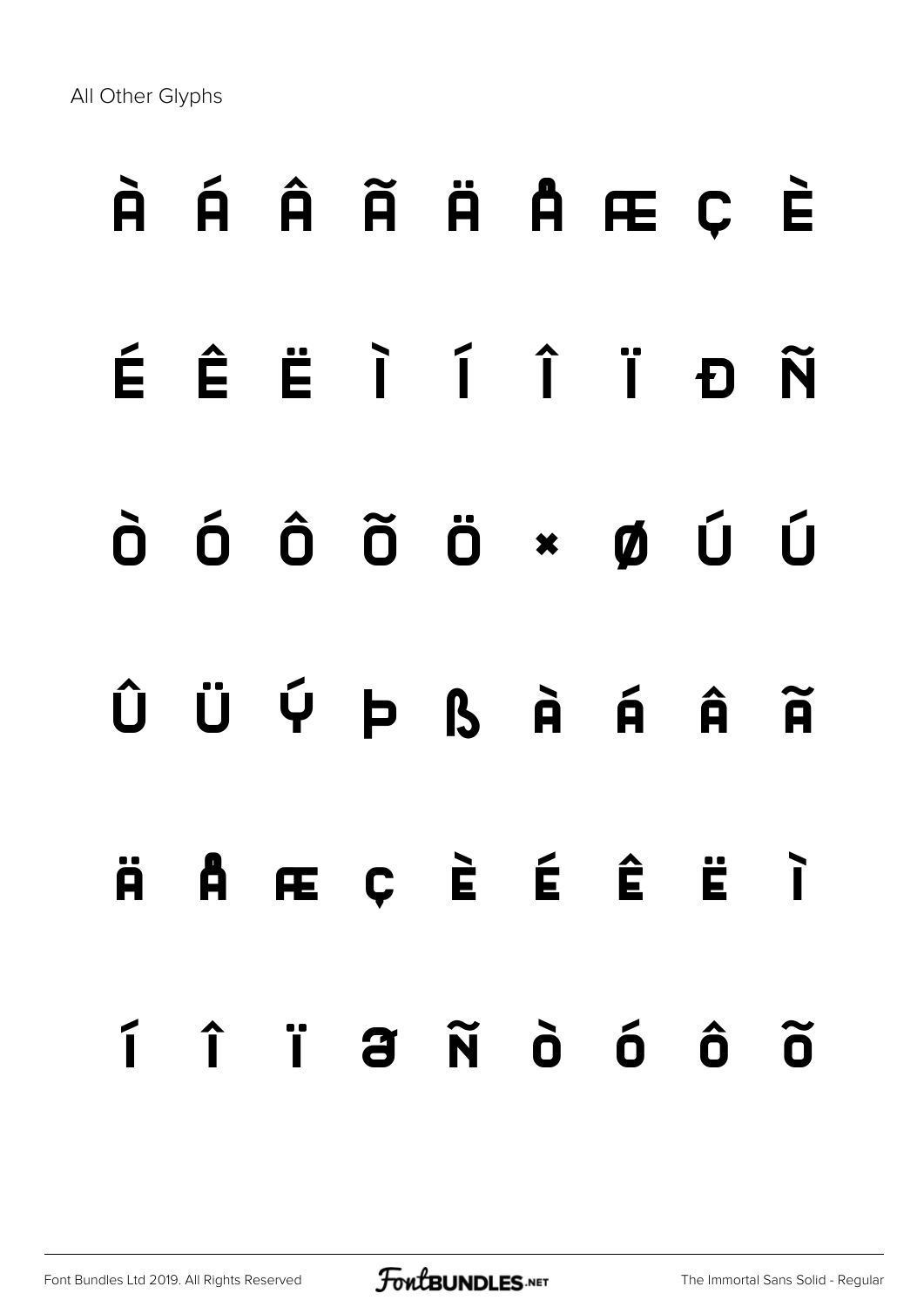All Other Glyphs

À Á Â Ã Ä Å Æ Ç È

É Ê Ë Ì Í Î Ï Ð Ñ

Ò Ó Ô Õ Ö × Ø Ù Ú

Û Ü Ý Þ ß à á â ã

ä å æ ç è é ê ë ì

í î ï ð ñ ò ó ô õ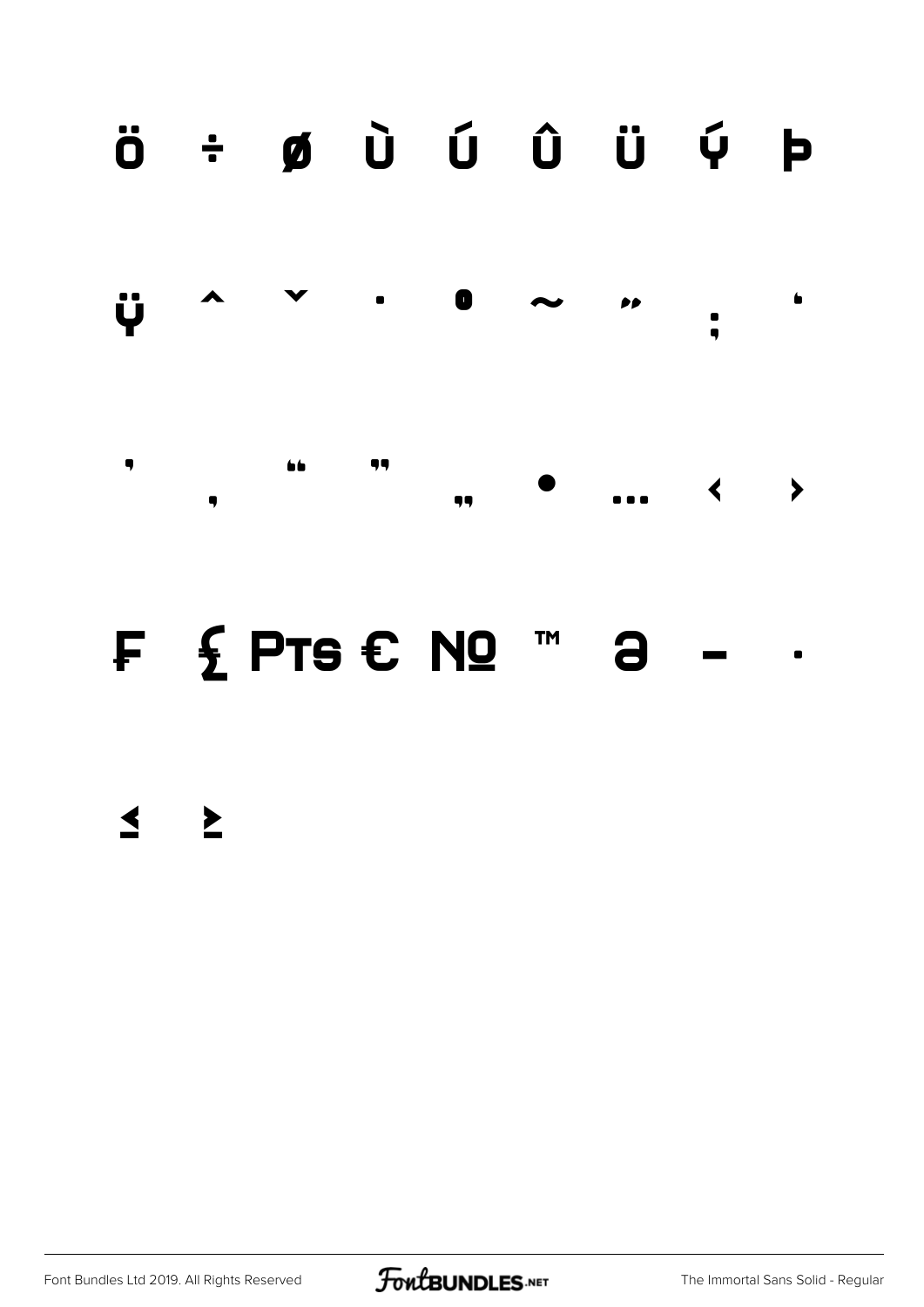ö ÷ ø ù ú û ü ý þ

ÿ ˆ ˇ ˙ ˚ ˜ ˝ ; ‘

’ ‚ “ ” „ • … ‹ ›

₣ ₤ ₧ € № ™ ∂ − ∙

≤ ≥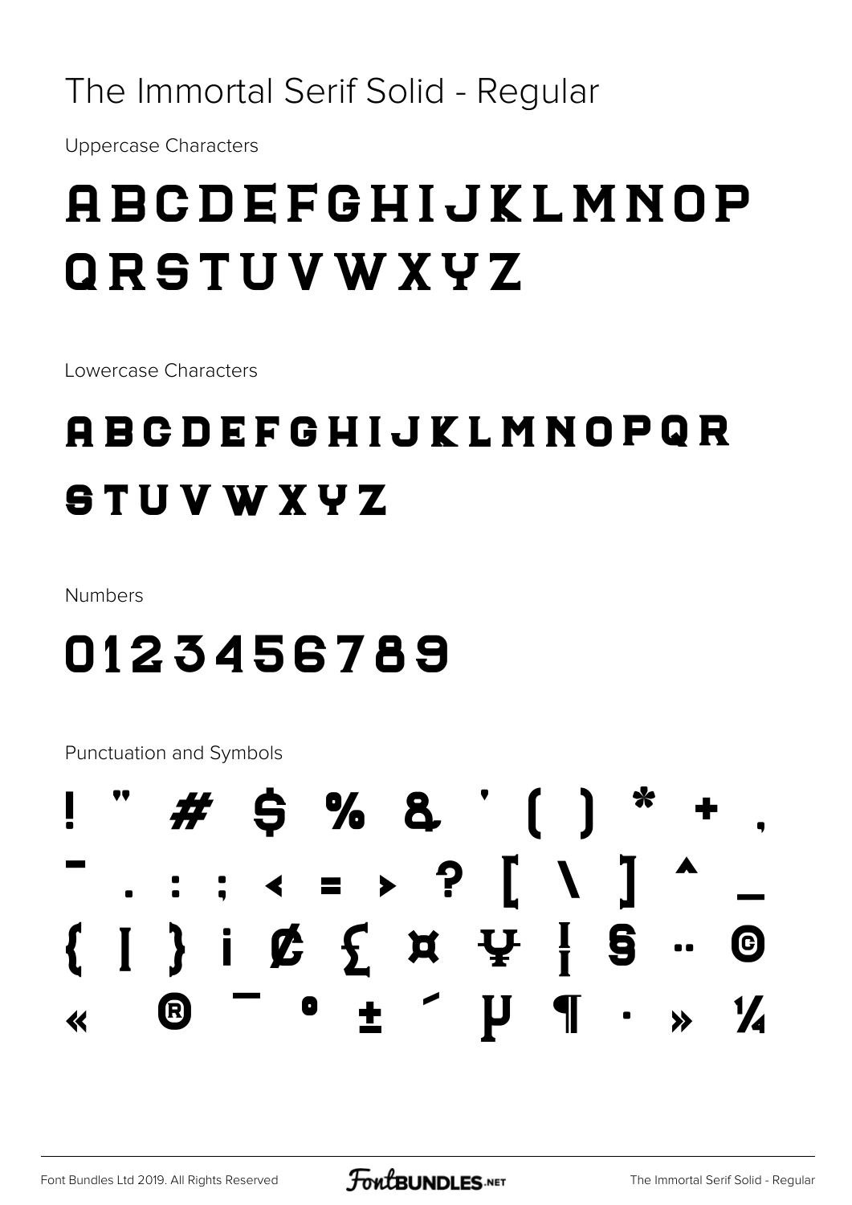# The Immortal Serif Solid - Regular

Uppercase Characters

ABCDEFGHIJKLMNOP
QRSTUVWXYZ

Lowercase Characters

abcdefghijklmnopqr
stuvwxyz

Numbers

0123456789

Punctuation and Symbols

! " # $ % & ' ( ) * + ,
- . : ; < = > ? [ \ ] ^ _
{ | } ¡ ¢ £ ¤ ¥ ¦ § ¨ ©
« ® ¯ ° ± ´ µ ¶ · » ¼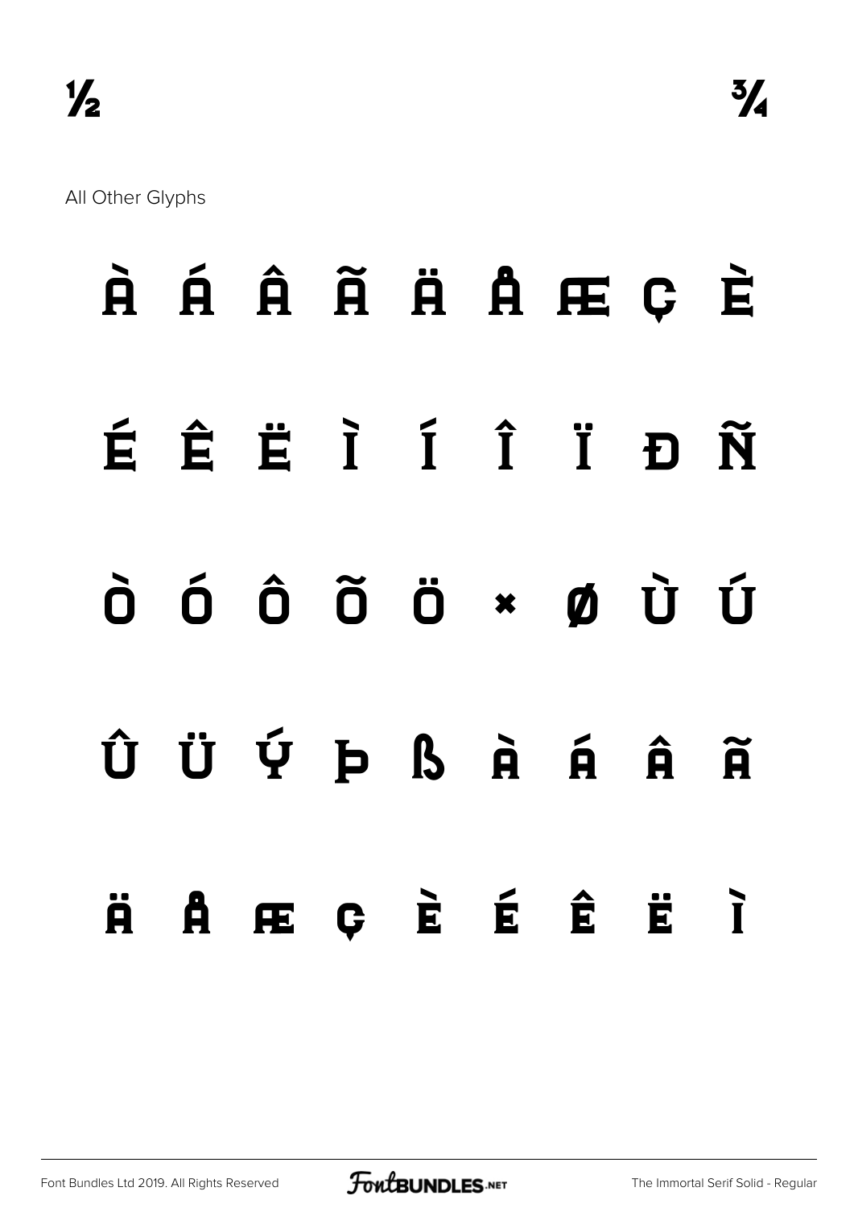½ ¾

All Other Glyphs

À Á Â Ã Ä Å Æ Ç È

É Ê Ë Ì Í Î Ï Ð Ñ

Ò Ó Ô Õ Ö × Ø Ù Ú

Û Ü Ý Þ ß à á â ã

ä å æ ç è é ê ë ì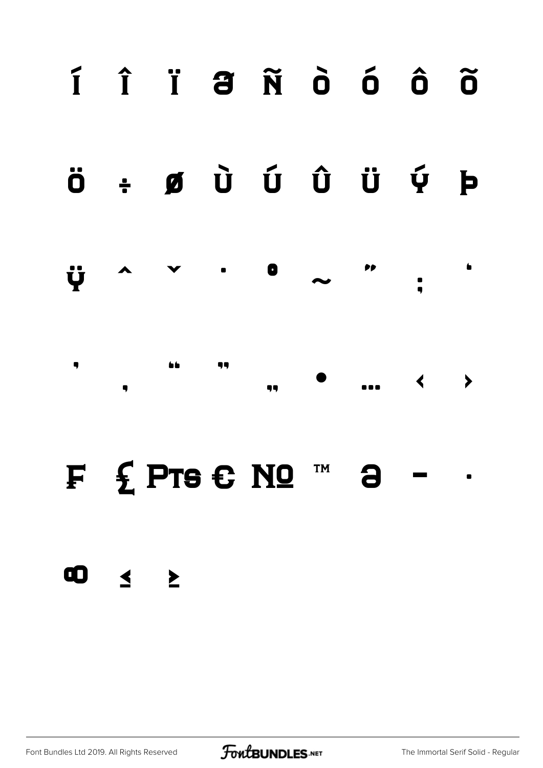Í Î Ï Ə Ñ Ò Ó Ô Õ

Ö ÷ ø Ù Ú Û Ü Ý Þ

Ÿ ˆ ˇ ˙ ˚ ˜ ˝ ; ‘

’ ‚ “ ” „ • … ‹ ›

₣ ₤ ₧ ₠ № ™ ə – ·

∞ ≤ ≥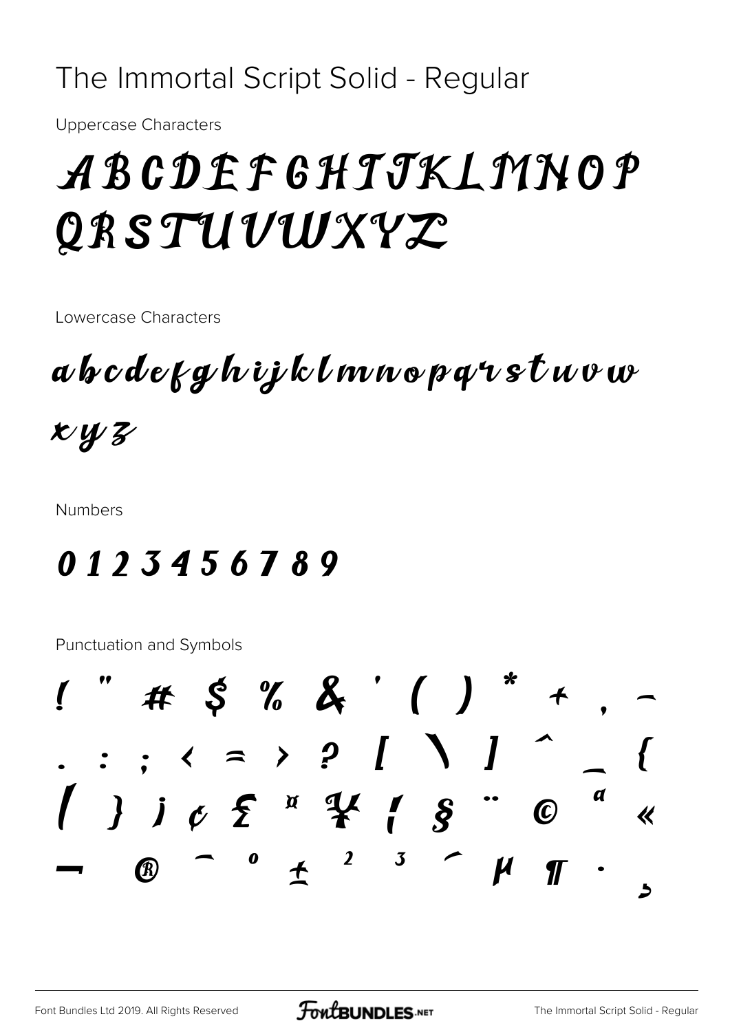# The Immortal Script Solid - Regular

Uppercase Characters

ABCDEFGHIJKLMNOP
QRSTUVWXYZ

Lowercase Characters

abcdefghijklmnopqrstuvw
xyz

Numbers

0 1 2 3 4 5 6 7 8 9

Punctuation and Symbols

! " # $ % & ' ( ) * + , -
. : ; < = > ? [ \ ] ^ _ {
| } ¡ ¢ £ ¤ ¥ ¦ § ¨ © ª «
¬ ® ¯ ° ± ² ³ ´ µ ¶ · ¸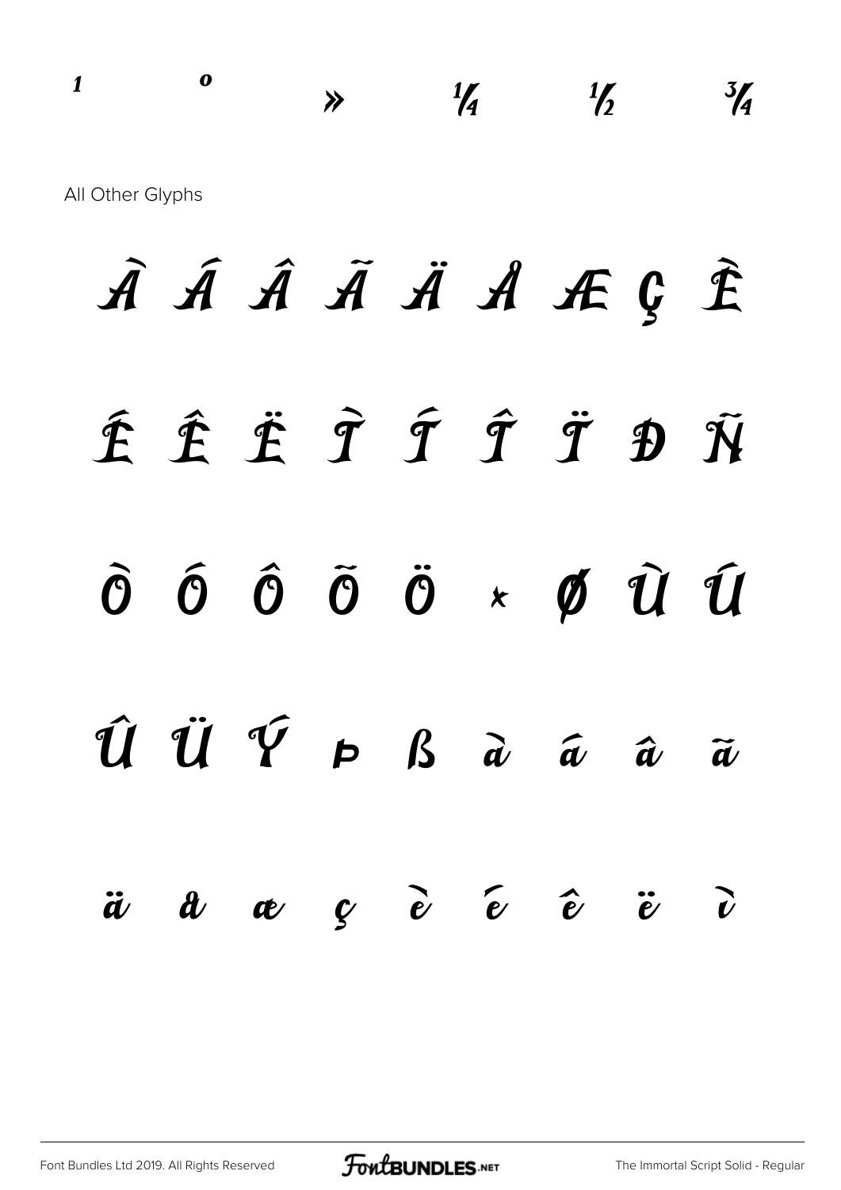¹ º » ¼ ½ ¾

All Other Glyphs

À Á Â Ã Ä Å Æ Ç È

É Ê Ë Ì Í Î Ï Ð Ñ

Ò Ó Ô Õ Ö × Ø Ù Ú

Û Ü Ý Þ ß à á â ã

ä å æ ç è é ê ë ì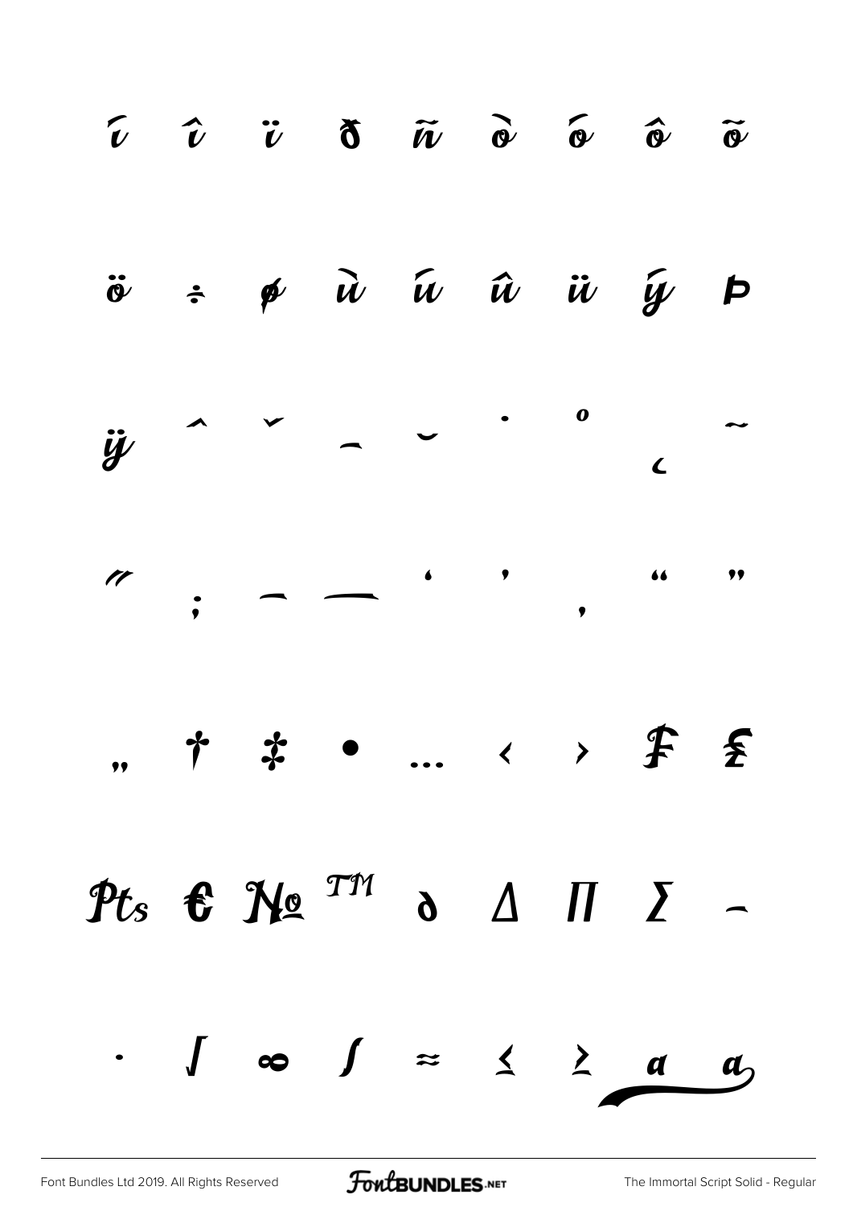í î ï ð ñ ò ó ô õ

ö ÷ ø ù ú û ü ý þ

ÿ ˆ ˇ ¯ ˘ ˙ ˚ ¸ ˜

˝ ; – — ‘ ’ ‚ “ ”

„ † ‡ • … ‹ › ₣ ₤

₧ € № ™ ∂ ∆ ∏ ∑ −

· √ ∞ ∫ ≈ ≤ ≥ a a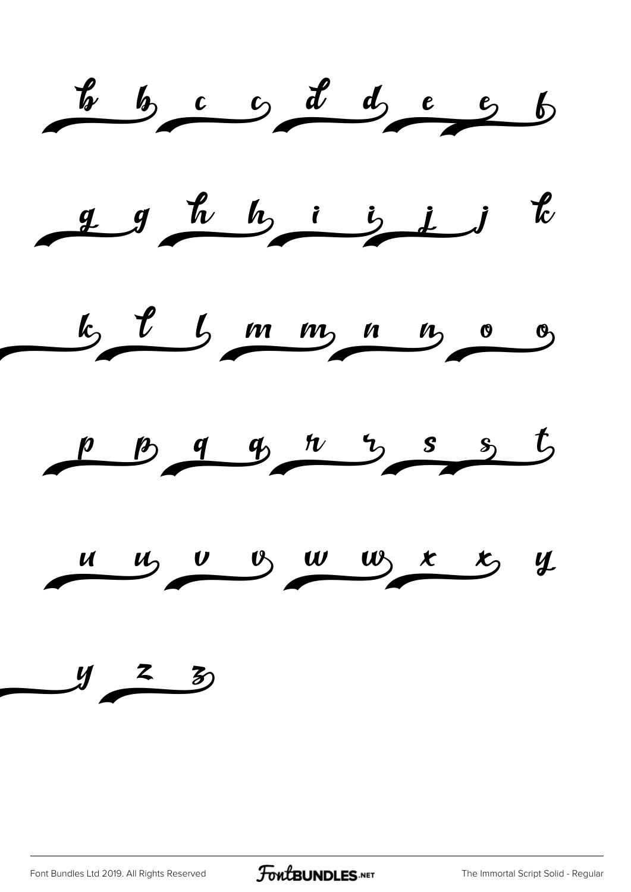b b c c d d e e b

g g h h i i j j k

k l l m m n n o o

p p q q r r s s t

u u v v w w x x y

y z z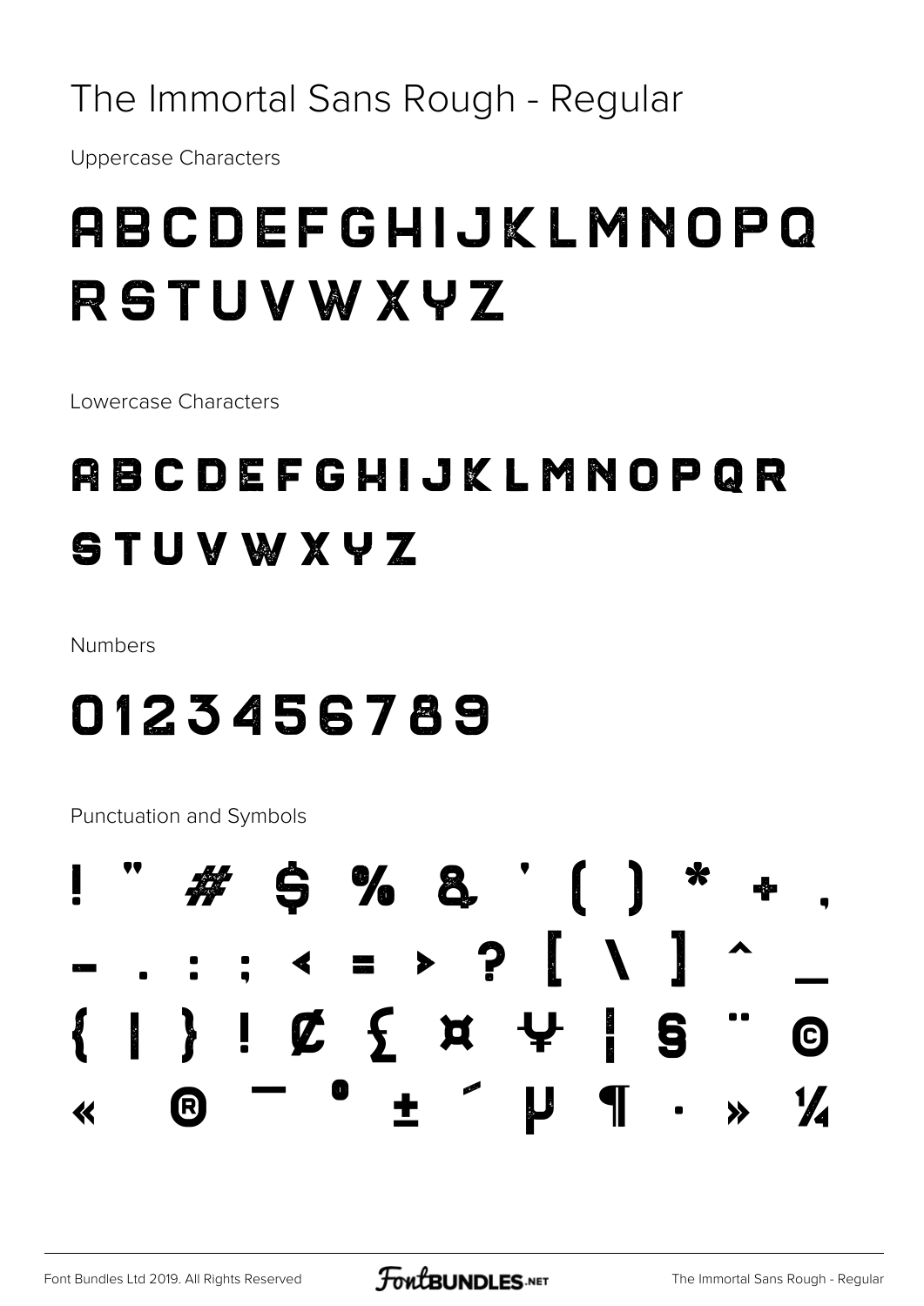# The Immortal Sans Rough - Regular

Uppercase Characters

ABCDEFGHIJKLMNOPQ
RSTUVWXYZ

Lowercase Characters

ABCDEFGHIJKLMNOPQR
STUVWXYZ

Numbers

0123456789

Punctuation and Symbols

! " # $ % & ' ( ) * + ,
- . : ; < = > ? [ \ ] ^ _
{ | } ¡ ¢ £ ¤ ¥ ¦ § ¨ ©
« ® ¯ ° ± ´ µ ¶ · » ¼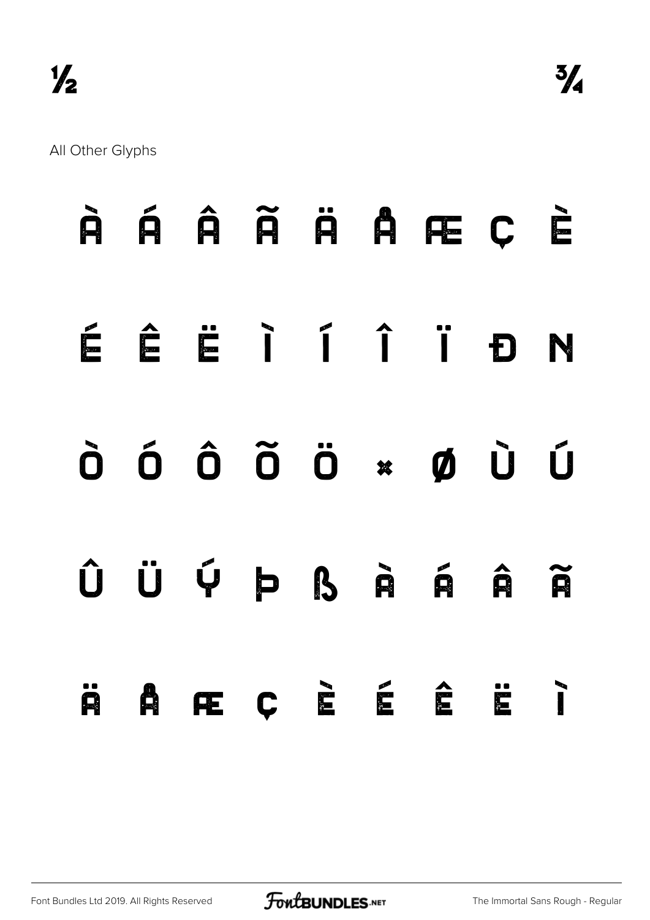½ ¾

All Other Glyphs

À Á Â Ã Ä Å Æ Ç È

É Ê Ë Ì Í Î Ï Ð Ñ

Ò Ó Ô Õ Ö × Ø Ù Ú

Û Ü Ý Þ ß à á â ã

ä å æ ç è é ê ë ì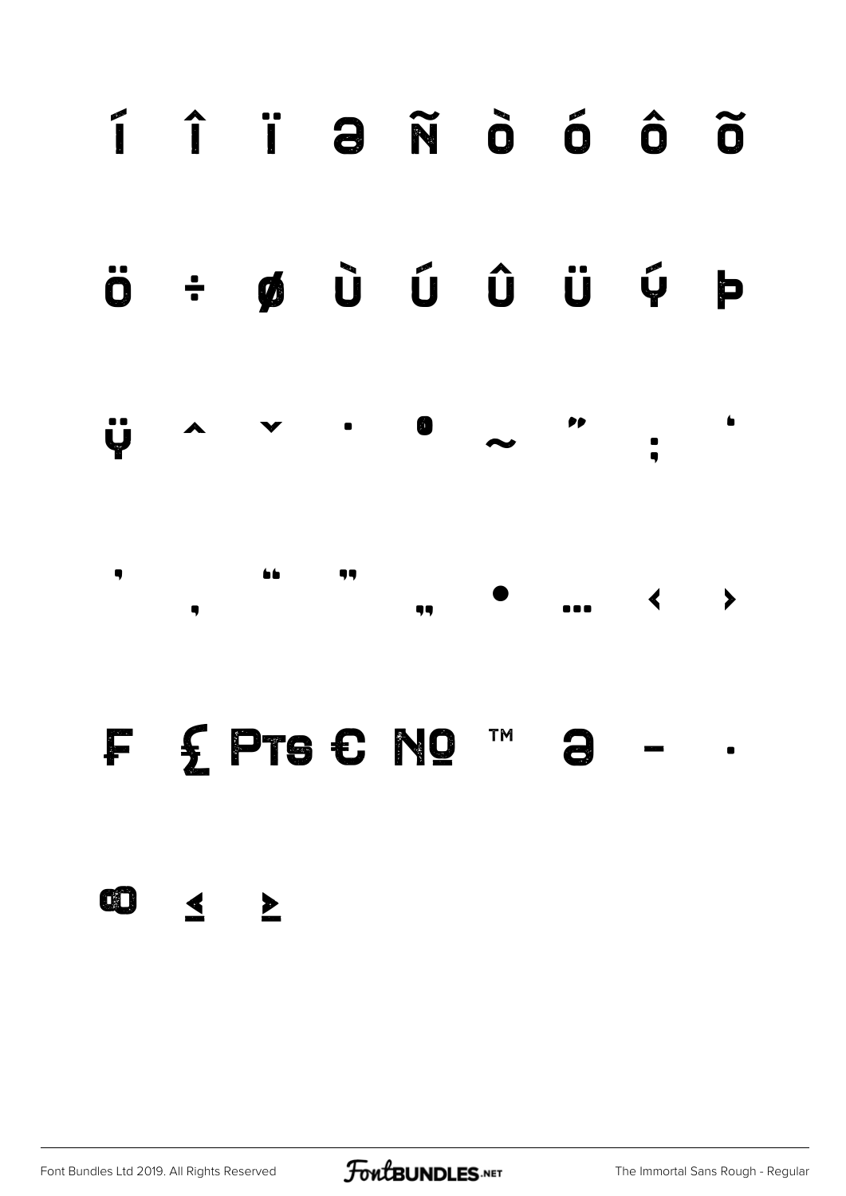Í Î Ï Ə Ñ Ò Ó Ô Õ

Ö ÷ Ø Ù Ú Û Ü Ý Þ

Ÿ ˆ ˇ ˙ ˚ ˜ ˝ ; ‘

’ ‚ “ ” „ • … ‹ ›

₣ ₤ ₧ ₠ № ™ ∂ − ∙

∞ ≤ ≥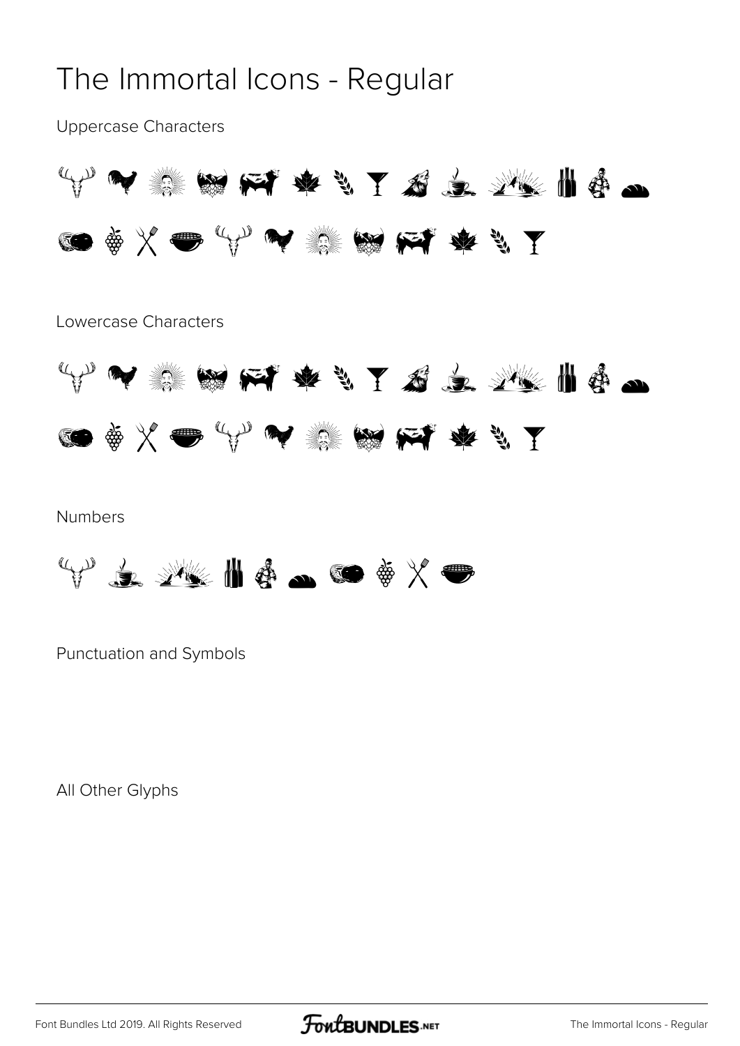# The Immortal Icons - Regular

Uppercase Characters

Lowercase Characters

Numbers

Punctuation and Symbols

All Other Glyphs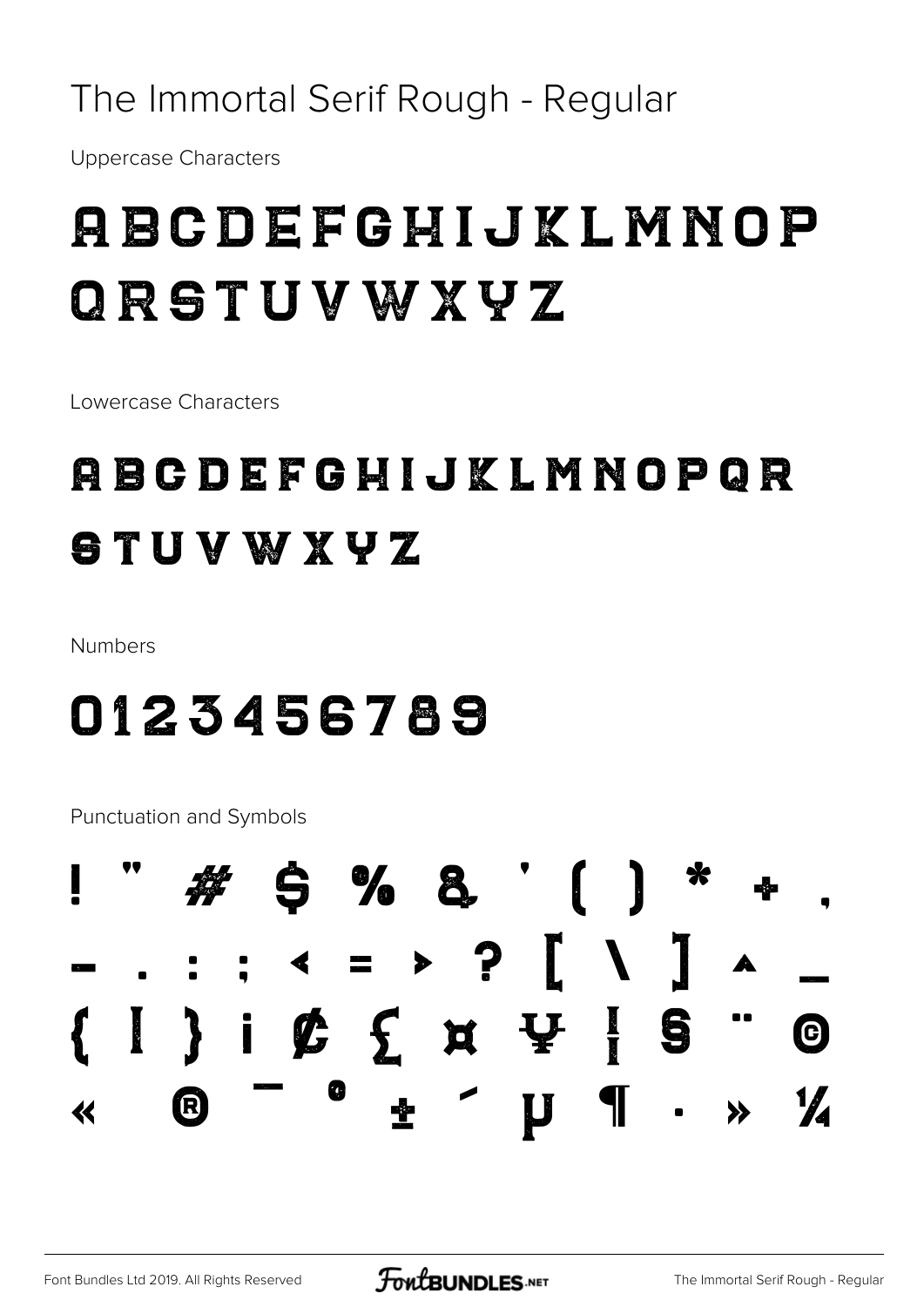# The Immortal Serif Rough - Regular

Uppercase Characters

ABCDEFGHIJKLMNOP
QRSTUVWXYZ

Lowercase Characters

abcdefghijklmnopqr
stuvwxyz

Numbers

0123456789

Punctuation and Symbols

! " # $ % & ' ( ) * + ,
- . : ; < = > ? [ \ ] ^ _
{ | } ¡ ¢ £ ¤ ¥ ¦ § ¨ ©
« ® ¯ ° ± ´ µ ¶ · » ¼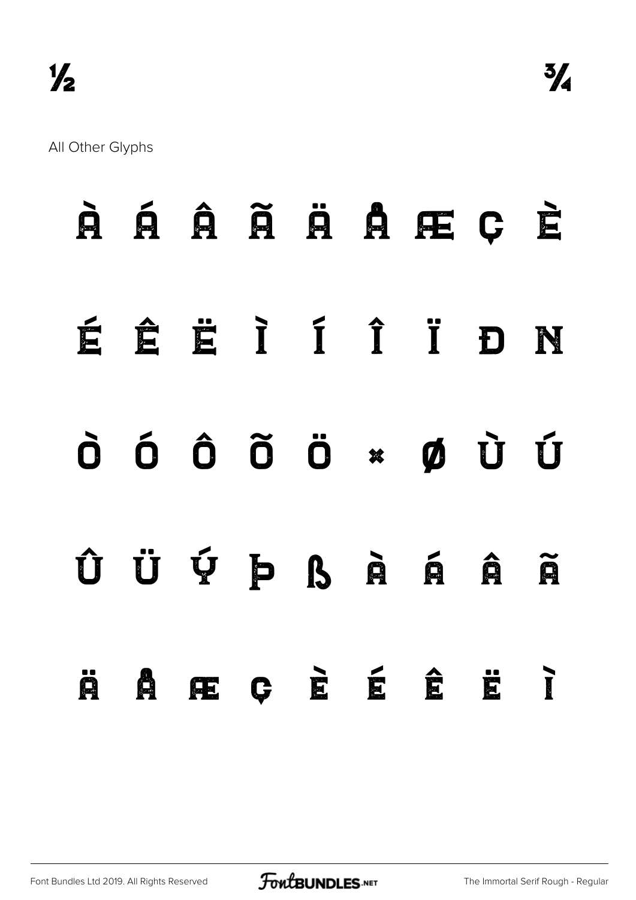½ ¾

All Other Glyphs

À Á Â Ã Ä Å Æ Ç È

É Ê Ë Ì Í Î Ï Ð Ñ

Ò Ó Ô Õ Ö × Ø Ù Ú

Û Ü Ý Þ ß à á â ã

ä å æ ç è é ê ë ì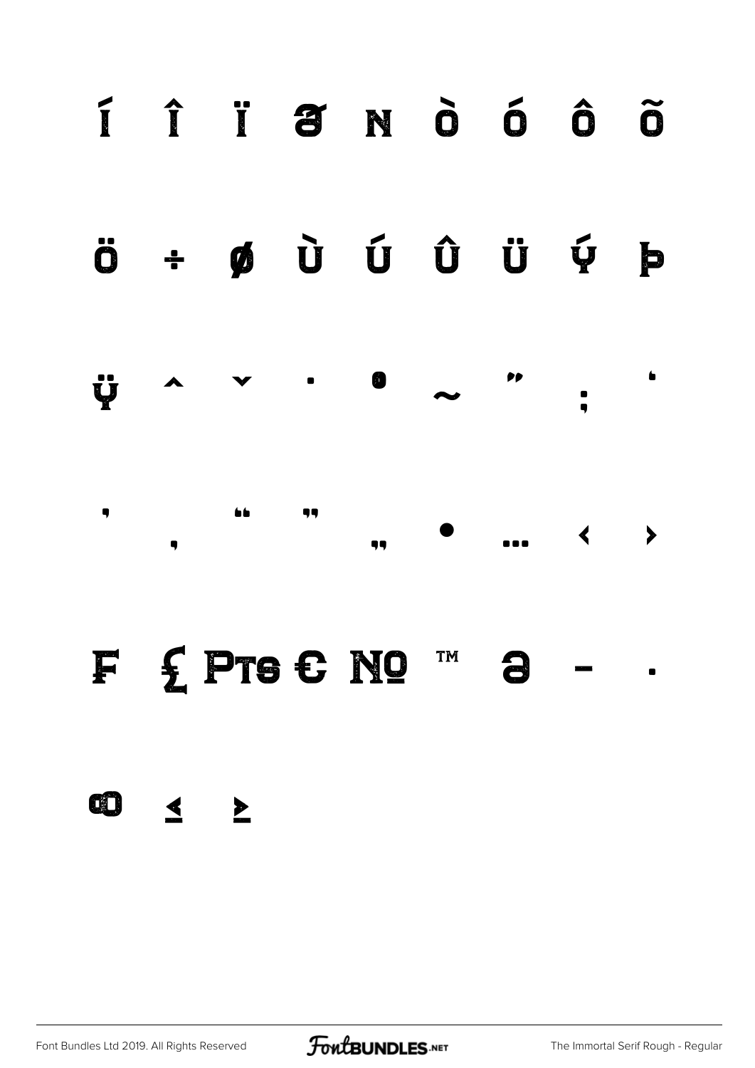Í Î Ï ə̸ ɴ Ò Ó Ô Õ

Ö ÷ ø Ù Ú Û Ü Ý Þ

Ÿ ˆ ˇ ˙ ˚ ˜ ˝ ; ‘

’ ‚ “ ” „ • … ‹ ›

₣ ₤ ₧ € № ™ ∂ − ∙

∞ ≤ ≥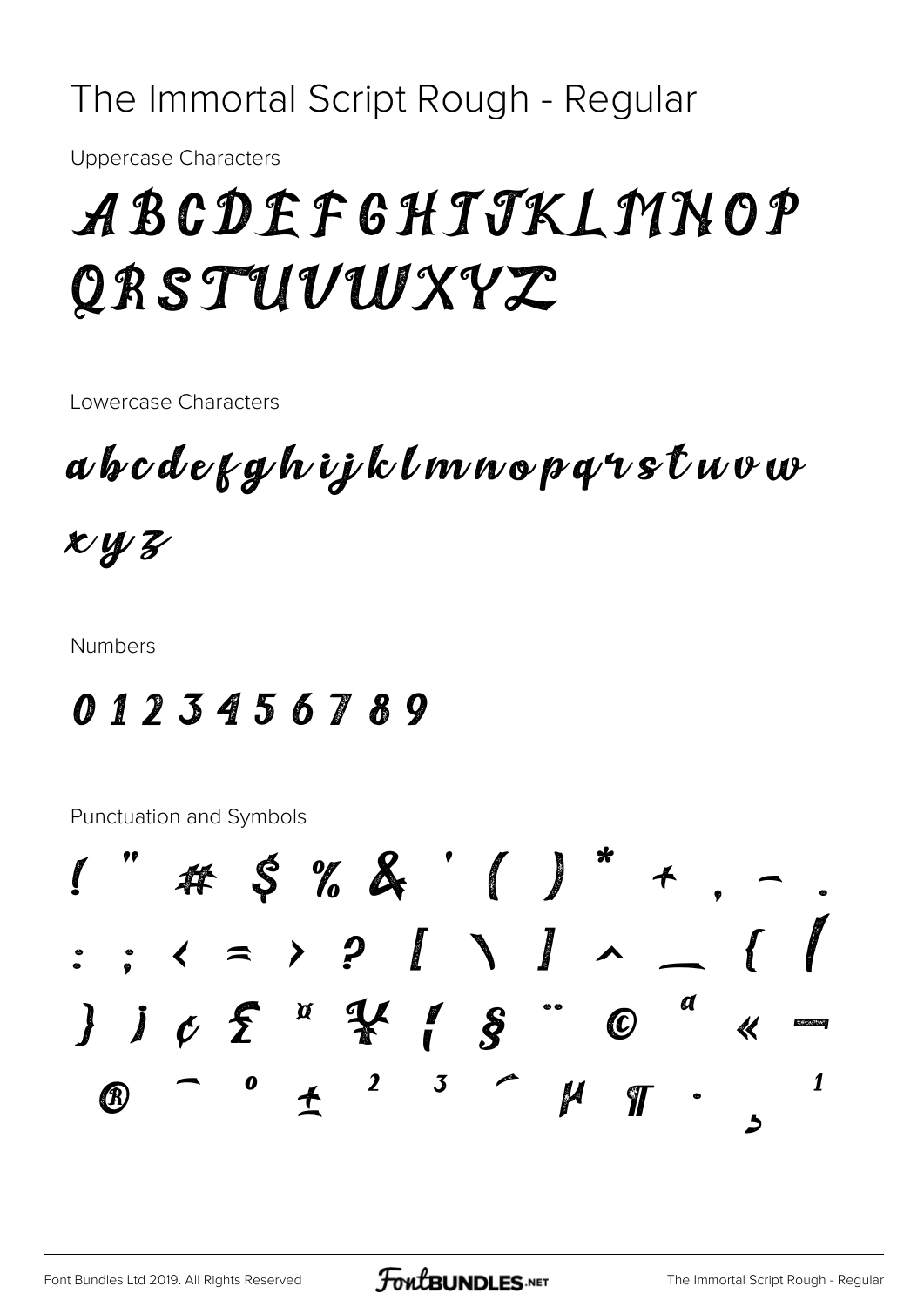# The Immortal Script Rough - Regular

Uppercase Characters

A B C D E F G H I J K L M N O P
Q R S T U V W X Y Z

Lowercase Characters

a b c d e f g h i j k l m n o p q r s t u v w
x y z

Numbers

0 1 2 3 4 5 6 7 8 9

Punctuation and Symbols

! " # $ % & ' ( ) * + , - .
: ; < = > ? [ \ ] ^ _ { |
} ¡ ¢ £ ¤ ¥ ¦ § ¨ © ª « ¬
® ¯ ° ± ² ³ ´ µ ¶ · ¸ ¹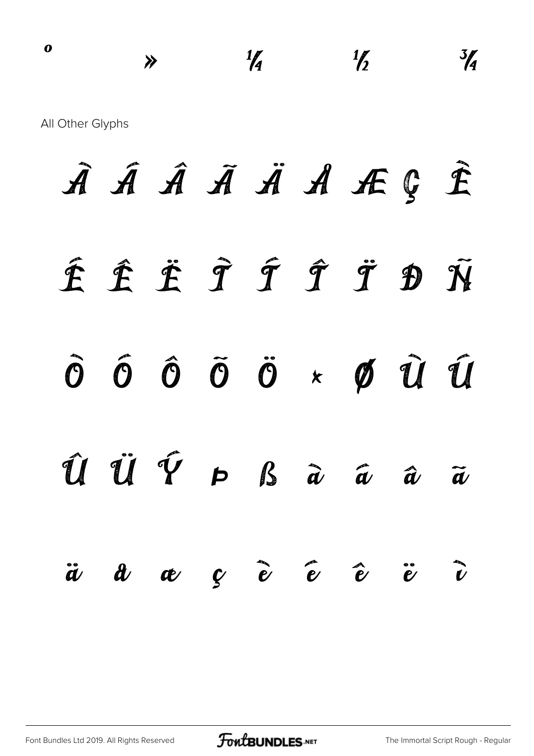º » ¼ ½ ¾

All Other Glyphs

À Á Â Ã Ä Å Æ Ç È

É Ê Ë Ì Í Î Ï Ð Ñ

Ò Ó Ô Õ Ö × Ø Ù Ú

Û Ü Ý Þ ß à á â ã

ä å æ ç è é ê ë ì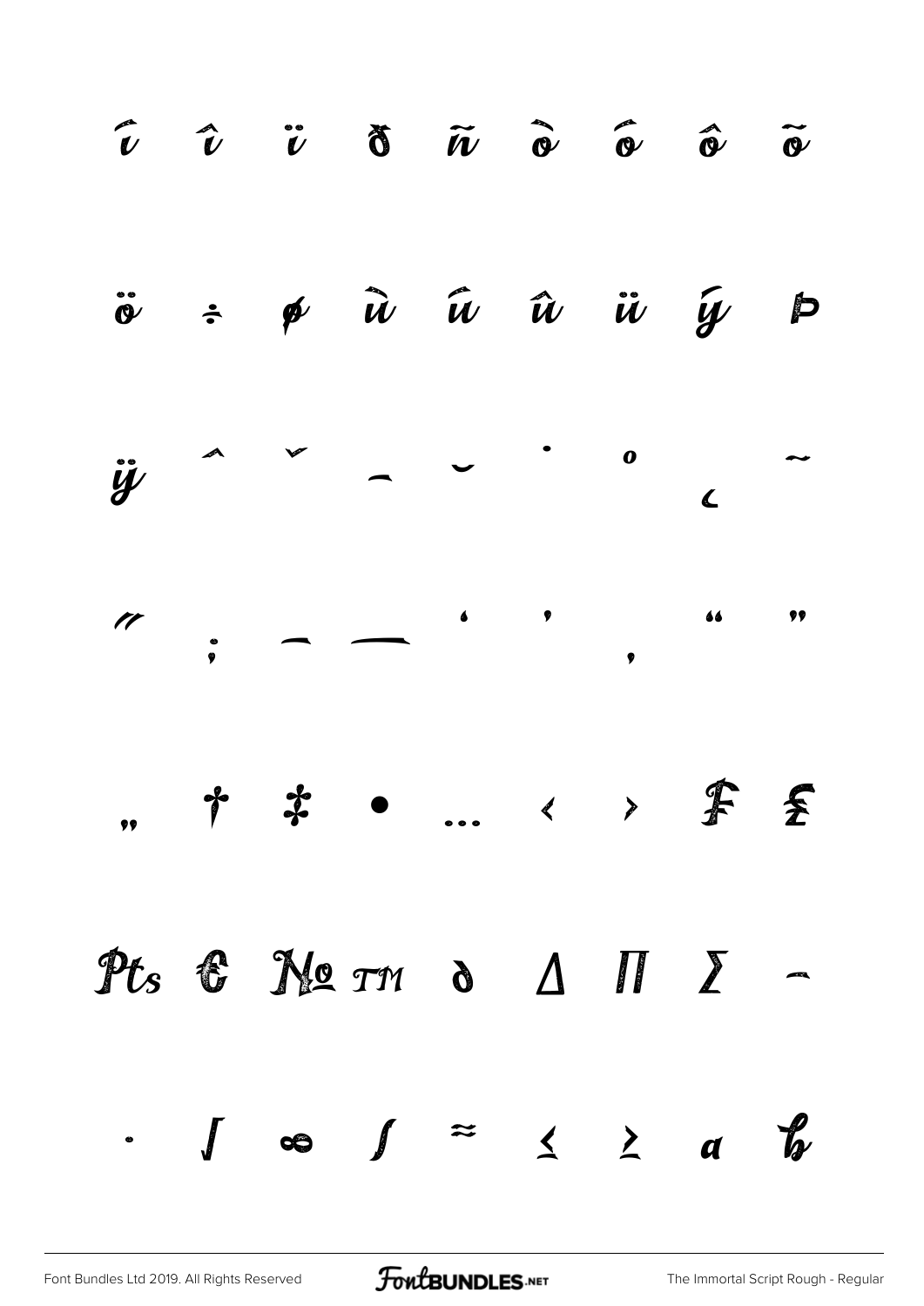ĩ î ï ð ñ ò ó ô õ

ö ÷ ø ù ú û ü ý þ

ÿ ˆ ˇ ¯ ˘ ˙ ˚ ¸ ˜

˝ ; – — ' ' ‚ " "

„ † ‡ • … ‹ › ₣ ₤

₧ ₠ № ™ ∂ ∆ ∏ ∑ −

∙ √ ∞ ∫ ≈ ≤ ≥ a b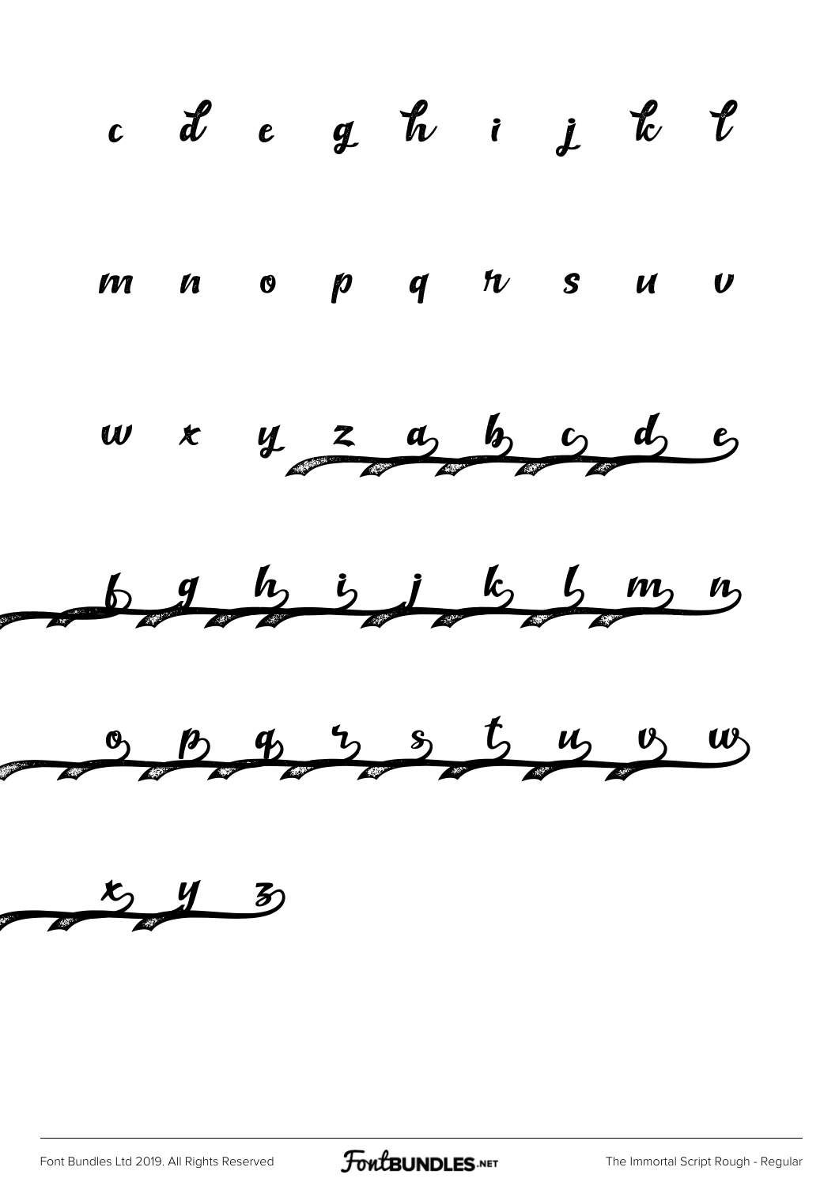c d e g h i j k l

m n o p q r s u v

w x y z a b c d e

b g h i j k l m n

o p q r s t u v w

x y z